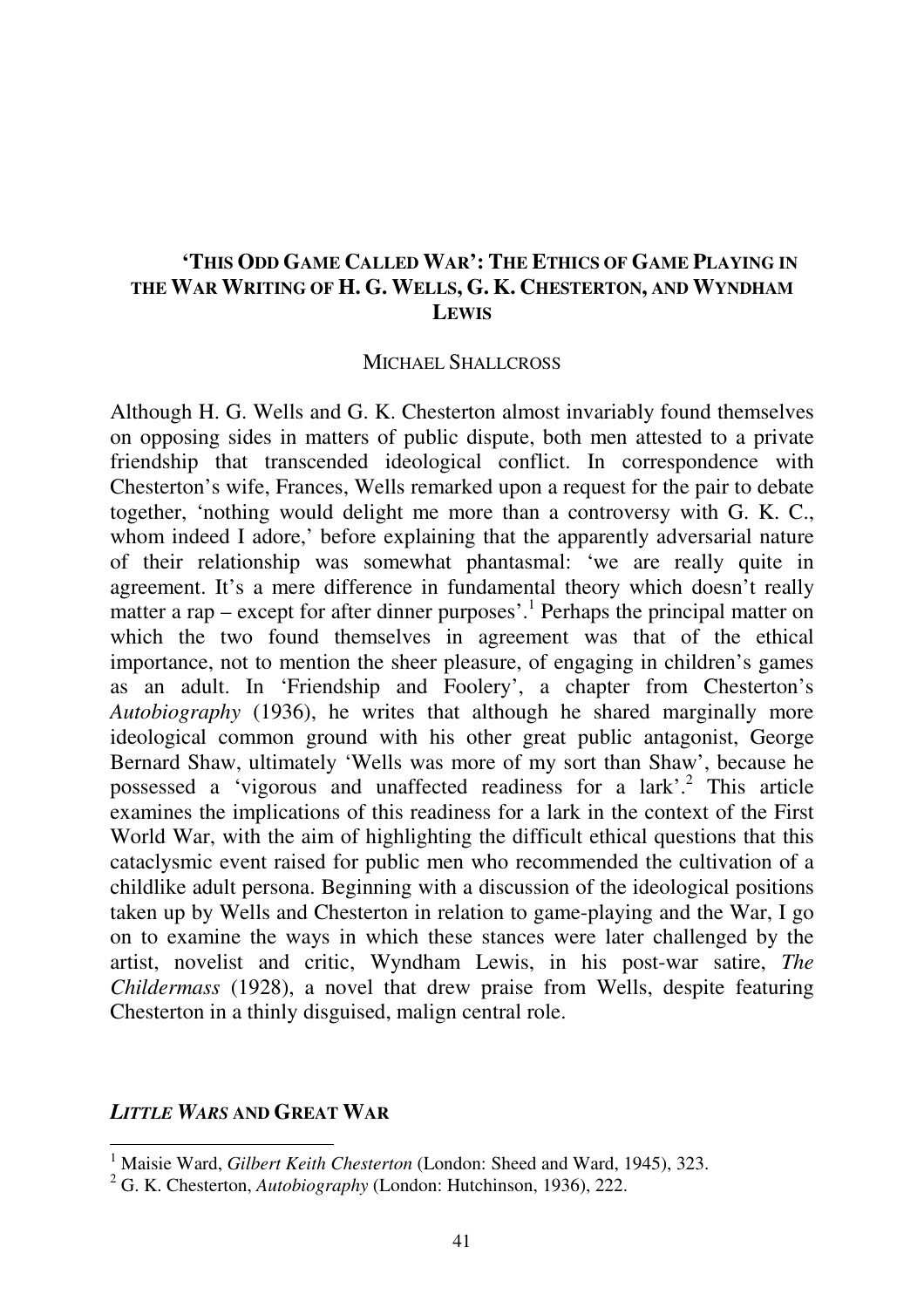# 'THIS ODD GAME CALLED WAR': THE ETHICS OF GAME PLAYING IN THE WAR WRITING OF H. G. WELLS, G. K. CHESTERTON, AND WYNDHAM LEWIS

MICHAEL SHALLCROSS

Although H. G. Wells and G. K. Chesterton almost invariably found themselves on opposing sides in matters of public dispute, both men attested to a private friendship that transcended ideological conflict. In correspondence with Chesterton's wife, Frances, Wells remarked upon a request for the pair to debate together, 'nothing would delight me more than a controversy with G. K. C., whom indeed I adore,' before explaining that the apparently adversarial nature of their relationship was somewhat phantasmal: 'we are really quite in agreement. It's a mere difference in fundamental theory which doesn't really matter a rap – except for after dinner purposes'.[1] Perhaps the principal matter on which the two found themselves in agreement was that of the ethical importance, not to mention the sheer pleasure, of engaging in children's games as an adult. In 'Friendship and Foolery', a chapter from Chesterton's *Autobiography* (1936), he writes that although he shared marginally more ideological common ground with his other great public antagonist, George Bernard Shaw, ultimately 'Wells was more of my sort than Shaw', because he possessed a 'vigorous and unaffected readiness for a lark'.[2] This article examines the implications of this readiness for a lark in the context of the First World War, with the aim of highlighting the difficult ethical questions that this cataclysmic event raised for public men who recommended the cultivation of a childlike adult persona. Beginning with a discussion of the ideological positions taken up by Wells and Chesterton in relation to game-playing and the War, I go on to examine the ways in which these stances were later challenged by the artist, novelist and critic, Wyndham Lewis, in his post-war satire, *The Childermass* (1928), a novel that drew praise from Wells, despite featuring Chesterton in a thinly disguised, malign central role.

## *LITTLE WARS* AND GREAT WAR

[1] Maisie Ward, *Gilbert Keith Chesterton* (London: Sheed and Ward, 1945), 323.

[2] G. K. Chesterton, *Autobiography* (London: Hutchinson, 1936), 222.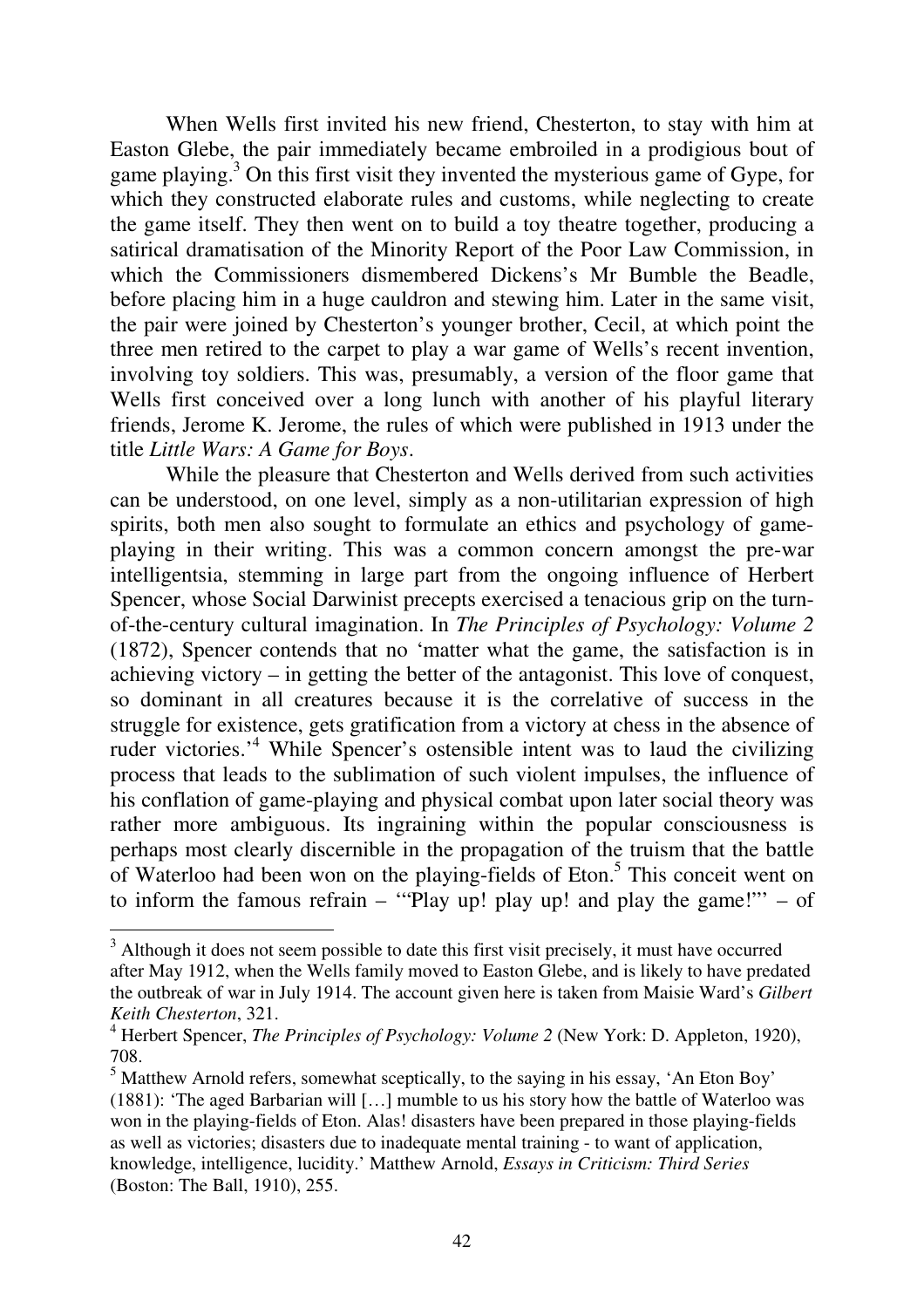When Wells first invited his new friend, Chesterton, to stay with him at Easton Glebe, the pair immediately became embroiled in a prodigious bout of game playing.[3] On this first visit they invented the mysterious game of Gype, for which they constructed elaborate rules and customs, while neglecting to create the game itself. They then went on to build a toy theatre together, producing a satirical dramatisation of the Minority Report of the Poor Law Commission, in which the Commissioners dismembered Dickens's Mr Bumble the Beadle, before placing him in a huge cauldron and stewing him. Later in the same visit, the pair were joined by Chesterton's younger brother, Cecil, at which point the three men retired to the carpet to play a war game of Wells's recent invention, involving toy soldiers. This was, presumably, a version of the floor game that Wells first conceived over a long lunch with another of his playful literary friends, Jerome K. Jerome, the rules of which were published in 1913 under the title *Little Wars: A Game for Boys*.

While the pleasure that Chesterton and Wells derived from such activities can be understood, on one level, simply as a non-utilitarian expression of high spirits, both men also sought to formulate an ethics and psychology of game-playing in their writing. This was a common concern amongst the pre-war intelligentsia, stemming in large part from the ongoing influence of Herbert Spencer, whose Social Darwinist precepts exercised a tenacious grip on the turn-of-the-century cultural imagination. In *The Principles of Psychology: Volume 2* (1872), Spencer contends that no 'matter what the game, the satisfaction is in achieving victory – in getting the better of the antagonist. This love of conquest, so dominant in all creatures because it is the correlative of success in the struggle for existence, gets gratification from a victory at chess in the absence of ruder victories.'[4] While Spencer's ostensible intent was to laud the civilizing process that leads to the sublimation of such violent impulses, the influence of his conflation of game-playing and physical combat upon later social theory was rather more ambiguous. Its ingraining within the popular consciousness is perhaps most clearly discernible in the propagation of the truism that the battle of Waterloo had been won on the playing-fields of Eton.[5] This conceit went on to inform the famous refrain – '"Play up! play up! and play the game!"' – of

---

[3] Although it does not seem possible to date this first visit precisely, it must have occurred after May 1912, when the Wells family moved to Easton Glebe, and is likely to have predated the outbreak of war in July 1914. The account given here is taken from Maisie Ward's *Gilbert Keith Chesterton*, 321.

[4] Herbert Spencer, *The Principles of Psychology: Volume 2* (New York: D. Appleton, 1920), 708.

[5] Matthew Arnold refers, somewhat sceptically, to the saying in his essay, 'An Eton Boy' (1881): 'The aged Barbarian will […] mumble to us his story how the battle of Waterloo was won in the playing-fields of Eton. Alas! disasters have been prepared in those playing-fields as well as victories; disasters due to inadequate mental training - to want of application, knowledge, intelligence, lucidity.' Matthew Arnold, *Essays in Criticism: Third Series* (Boston: The Ball, 1910), 255.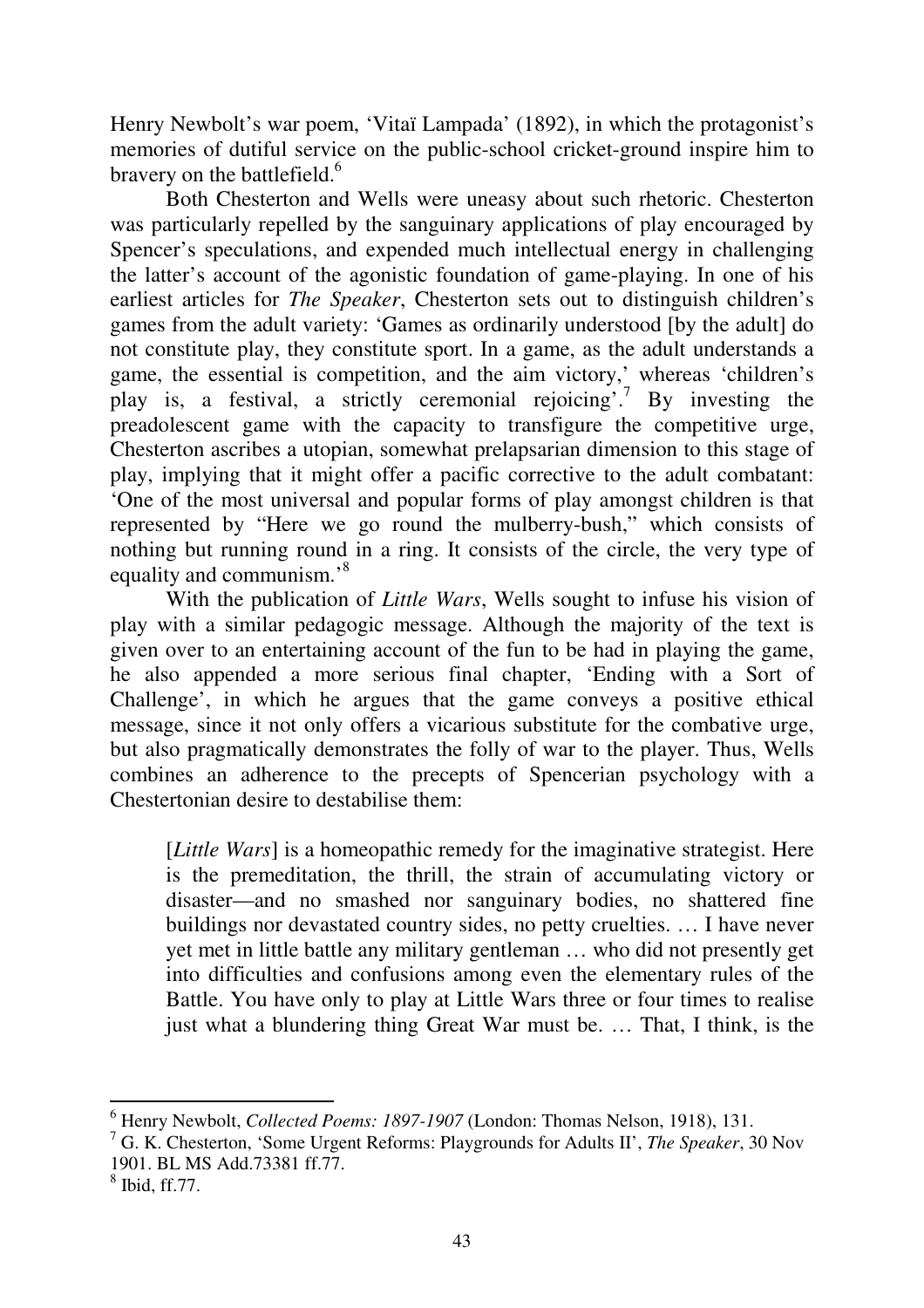Henry Newbolt's war poem, 'Vitaï Lampada' (1892), in which the protagonist's memories of dutiful service on the public-school cricket-ground inspire him to bravery on the battlefield.[6]

Both Chesterton and Wells were uneasy about such rhetoric. Chesterton was particularly repelled by the sanguinary applications of play encouraged by Spencer's speculations, and expended much intellectual energy in challenging the latter's account of the agonistic foundation of game-playing. In one of his earliest articles for *The Speaker*, Chesterton sets out to distinguish children's games from the adult variety: 'Games as ordinarily understood [by the adult] do not constitute play, they constitute sport. In a game, as the adult understands a game, the essential is competition, and the aim victory,' whereas 'children's play is, a festival, a strictly ceremonial rejoicing'.[7] By investing the preadolescent game with the capacity to transfigure the competitive urge, Chesterton ascribes a utopian, somewhat prelapsarian dimension to this stage of play, implying that it might offer a pacific corrective to the adult combatant: 'One of the most universal and popular forms of play amongst children is that represented by "Here we go round the mulberry-bush," which consists of nothing but running round in a ring. It consists of the circle, the very type of equality and communism.'[8]

With the publication of *Little Wars*, Wells sought to infuse his vision of play with a similar pedagogic message. Although the majority of the text is given over to an entertaining account of the fun to be had in playing the game, he also appended a more serious final chapter, 'Ending with a Sort of Challenge', in which he argues that the game conveys a positive ethical message, since it not only offers a vicarious substitute for the combative urge, but also pragmatically demonstrates the folly of war to the player. Thus, Wells combines an adherence to the precepts of Spencerian psychology with a Chestertonian desire to destabilise them:

> [*Little Wars*] is a homeopathic remedy for the imaginative strategist. Here is the premeditation, the thrill, the strain of accumulating victory or disaster—and no smashed nor sanguinary bodies, no shattered fine buildings nor devastated country sides, no petty cruelties. … I have never yet met in little battle any military gentleman … who did not presently get into difficulties and confusions among even the elementary rules of the Battle. You have only to play at Little Wars three or four times to realise just what a blundering thing Great War must be. … That, I think, is the

---

[6] Henry Newbolt, *Collected Poems: 1897-1907* (London: Thomas Nelson, 1918), 131.

[7] G. K. Chesterton, 'Some Urgent Reforms: Playgrounds for Adults II', *The Speaker*, 30 Nov 1901. BL MS Add.73381 ff.77.

[8] Ibid, ff.77.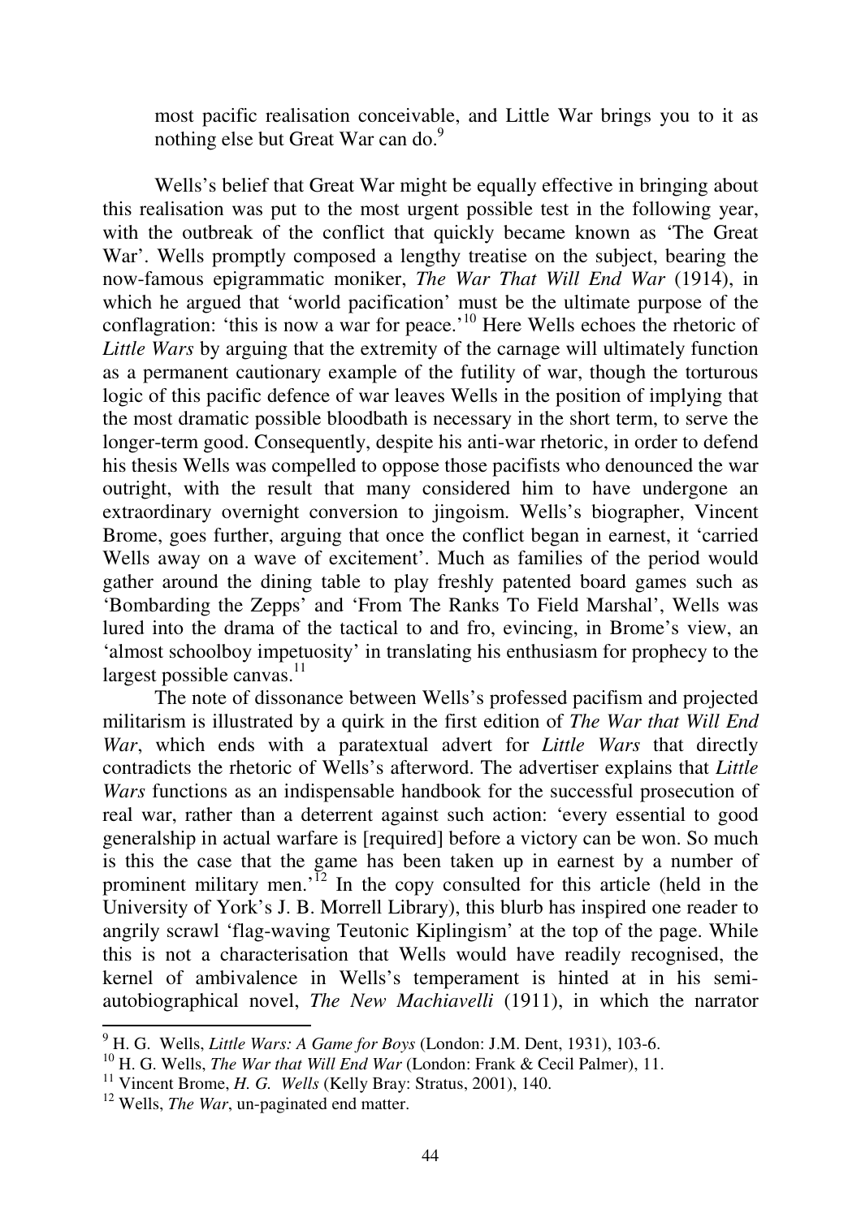most pacific realisation conceivable, and Little War brings you to it as nothing else but Great War can do.[9]

Wells's belief that Great War might be equally effective in bringing about this realisation was put to the most urgent possible test in the following year, with the outbreak of the conflict that quickly became known as 'The Great War'. Wells promptly composed a lengthy treatise on the subject, bearing the now-famous epigrammatic moniker, *The War That Will End War* (1914), in which he argued that 'world pacification' must be the ultimate purpose of the conflagration: 'this is now a war for peace.'[10] Here Wells echoes the rhetoric of *Little Wars* by arguing that the extremity of the carnage will ultimately function as a permanent cautionary example of the futility of war, though the torturous logic of this pacific defence of war leaves Wells in the position of implying that the most dramatic possible bloodbath is necessary in the short term, to serve the longer-term good. Consequently, despite his anti-war rhetoric, in order to defend his thesis Wells was compelled to oppose those pacifists who denounced the war outright, with the result that many considered him to have undergone an extraordinary overnight conversion to jingoism. Wells's biographer, Vincent Brome, goes further, arguing that once the conflict began in earnest, it 'carried Wells away on a wave of excitement'. Much as families of the period would gather around the dining table to play freshly patented board games such as 'Bombarding the Zepps' and 'From The Ranks To Field Marshal', Wells was lured into the drama of the tactical to and fro, evincing, in Brome's view, an 'almost schoolboy impetuosity' in translating his enthusiasm for prophecy to the largest possible canvas.[11]

The note of dissonance between Wells's professed pacifism and projected militarism is illustrated by a quirk in the first edition of *The War that Will End War*, which ends with a paratextual advert for *Little Wars* that directly contradicts the rhetoric of Wells's afterword. The advertiser explains that *Little Wars* functions as an indispensable handbook for the successful prosecution of real war, rather than a deterrent against such action: 'every essential to good generalship in actual warfare is [required] before a victory can be won. So much is this the case that the game has been taken up in earnest by a number of prominent military men.'[12] In the copy consulted for this article (held in the University of York's J. B. Morrell Library), this blurb has inspired one reader to angrily scrawl 'flag-waving Teutonic Kiplingism' at the top of the page. While this is not a characterisation that Wells would have readily recognised, the kernel of ambivalence in Wells's temperament is hinted at in his semi-autobiographical novel, *The New Machiavelli* (1911), in which the narrator

---

[9] H. G. Wells, *Little Wars: A Game for Boys* (London: J.M. Dent, 1931), 103-6.

[10] H. G. Wells, *The War that Will End War* (London: Frank & Cecil Palmer), 11.

[11] Vincent Brome, *H. G. Wells* (Kelly Bray: Stratus, 2001), 140.

[12] Wells, *The War*, un-paginated end matter.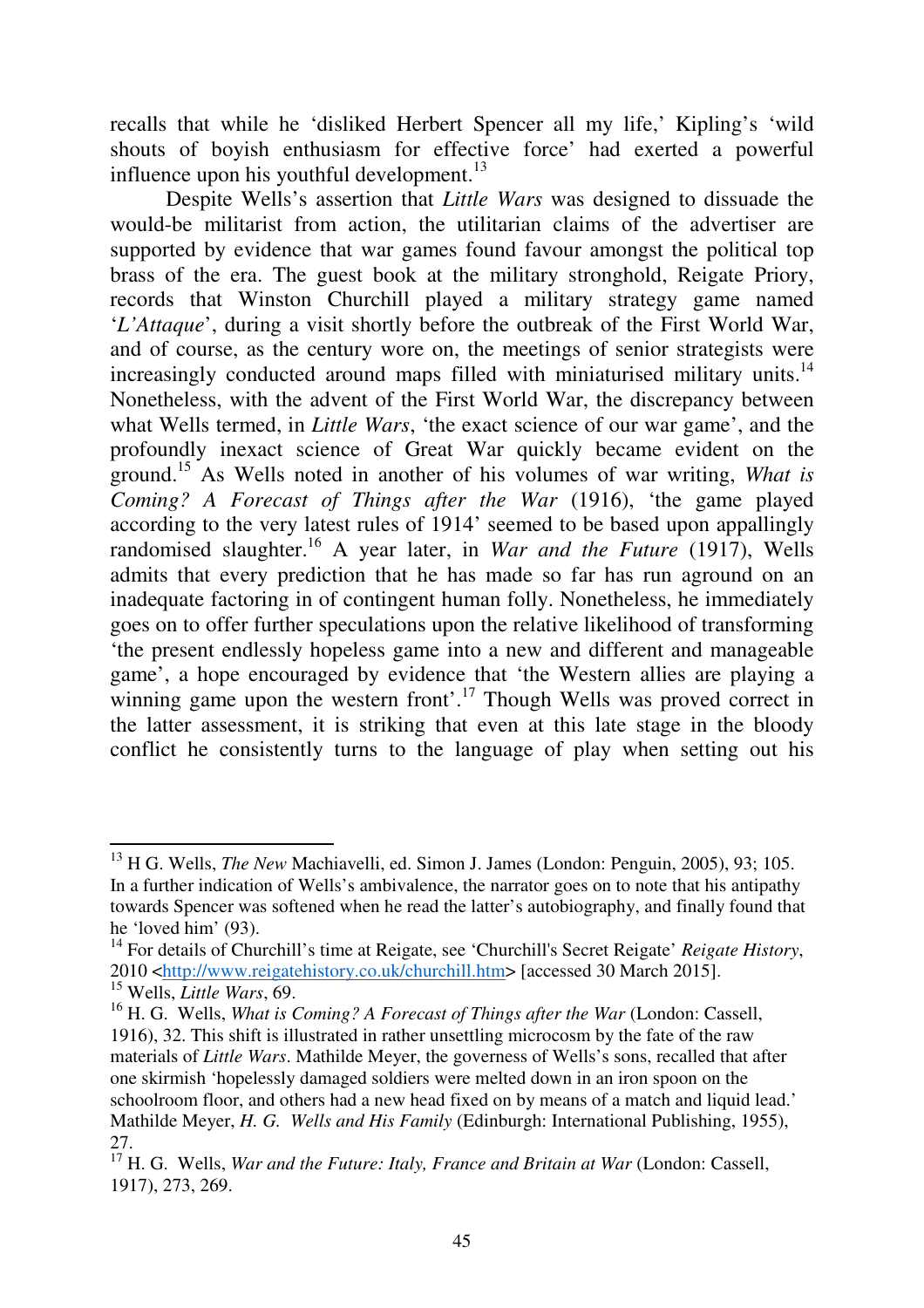recalls that while he 'disliked Herbert Spencer all my life,' Kipling's 'wild shouts of boyish enthusiasm for effective force' had exerted a powerful influence upon his youthful development.[13]

Despite Wells's assertion that *Little Wars* was designed to dissuade the would-be militarist from action, the utilitarian claims of the advertiser are supported by evidence that war games found favour amongst the political top brass of the era. The guest book at the military stronghold, Reigate Priory, records that Winston Churchill played a military strategy game named '*L'Attaque*', during a visit shortly before the outbreak of the First World War, and of course, as the century wore on, the meetings of senior strategists were increasingly conducted around maps filled with miniaturised military units.[14] Nonetheless, with the advent of the First World War, the discrepancy between what Wells termed, in *Little Wars*, 'the exact science of our war game', and the profoundly inexact science of Great War quickly became evident on the ground.[15] As Wells noted in another of his volumes of war writing, *What is Coming? A Forecast of Things after the War* (1916), 'the game played according to the very latest rules of 1914' seemed to be based upon appallingly randomised slaughter.[16] A year later, in *War and the Future* (1917), Wells admits that every prediction that he has made so far has run aground on an inadequate factoring in of contingent human folly. Nonetheless, he immediately goes on to offer further speculations upon the relative likelihood of transforming 'the present endlessly hopeless game into a new and different and manageable game', a hope encouraged by evidence that 'the Western allies are playing a winning game upon the western front'.[17] Though Wells was proved correct in the latter assessment, it is striking that even at this late stage in the bloody conflict he consistently turns to the language of play when setting out his

---

[13] H G. Wells, *The New* Machiavelli, ed. Simon J. James (London: Penguin, 2005), 93; 105. In a further indication of Wells's ambivalence, the narrator goes on to note that his antipathy towards Spencer was softened when he read the latter's autobiography, and finally found that he 'loved him' (93).

[14] For details of Churchill's time at Reigate, see 'Churchill's Secret Reigate' *Reigate History*, 2010 <http://www.reigatehistory.co.uk/churchill.htm> [accessed 30 March 2015].

[15] Wells, *Little Wars*, 69.

[16] H. G. Wells, *What is Coming? A Forecast of Things after the War* (London: Cassell, 1916), 32. This shift is illustrated in rather unsettling microcosm by the fate of the raw materials of *Little Wars*. Mathilde Meyer, the governess of Wells's sons, recalled that after one skirmish 'hopelessly damaged soldiers were melted down in an iron spoon on the schoolroom floor, and others had a new head fixed on by means of a match and liquid lead.' Mathilde Meyer, *H. G. Wells and His Family* (Edinburgh: International Publishing, 1955), 27.

[17] H. G. Wells, *War and the Future: Italy, France and Britain at War* (London: Cassell, 1917), 273, 269.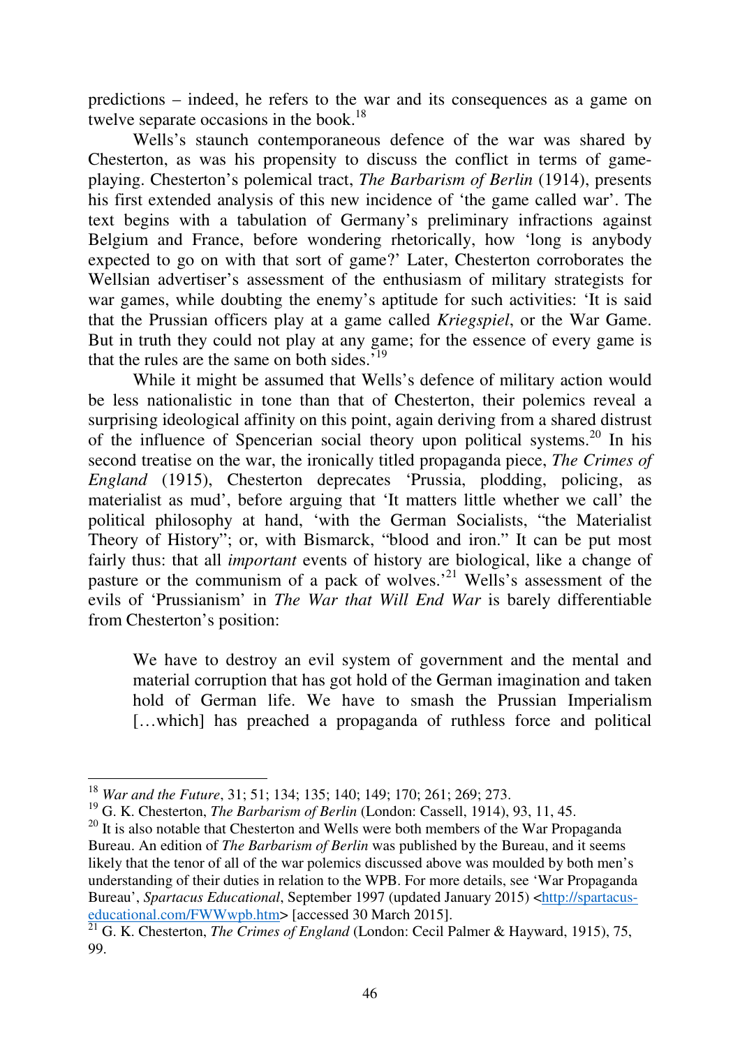predictions – indeed, he refers to the war and its consequences as a game on twelve separate occasions in the book.[18]

Wells's staunch contemporaneous defence of the war was shared by Chesterton, as was his propensity to discuss the conflict in terms of game-playing. Chesterton's polemical tract, *The Barbarism of Berlin* (1914), presents his first extended analysis of this new incidence of 'the game called war'. The text begins with a tabulation of Germany's preliminary infractions against Belgium and France, before wondering rhetorically, how 'long is anybody expected to go on with that sort of game?' Later, Chesterton corroborates the Wellsian advertiser's assessment of the enthusiasm of military strategists for war games, while doubting the enemy's aptitude for such activities: 'It is said that the Prussian officers play at a game called *Kriegspiel*, or the War Game. But in truth they could not play at any game; for the essence of every game is that the rules are the same on both sides.'[19]

While it might be assumed that Wells's defence of military action would be less nationalistic in tone than that of Chesterton, their polemics reveal a surprising ideological affinity on this point, again deriving from a shared distrust of the influence of Spencerian social theory upon political systems.[20] In his second treatise on the war, the ironically titled propaganda piece, *The Crimes of England* (1915), Chesterton deprecates 'Prussia, plodding, policing, as materialist as mud', before arguing that 'It matters little whether we call' the political philosophy at hand, 'with the German Socialists, "the Materialist Theory of History"; or, with Bismarck, "blood and iron." It can be put most fairly thus: that all *important* events of history are biological, like a change of pasture or the communism of a pack of wolves.'[21] Wells's assessment of the evils of 'Prussianism' in *The War that Will End War* is barely differentiable from Chesterton's position:

> We have to destroy an evil system of government and the mental and material corruption that has got hold of the German imagination and taken hold of German life. We have to smash the Prussian Imperialism […which] has preached a propaganda of ruthless force and political

---

[18] *War and the Future*, 31; 51; 134; 135; 140; 149; 170; 261; 269; 273.

[19] G. K. Chesterton, *The Barbarism of Berlin* (London: Cassell, 1914), 93, 11, 45.

[20] It is also notable that Chesterton and Wells were both members of the War Propaganda Bureau. An edition of *The Barbarism of Berlin* was published by the Bureau, and it seems likely that the tenor of all of the war polemics discussed above was moulded by both men's understanding of their duties in relation to the WPB. For more details, see 'War Propaganda Bureau', *Spartacus Educational*, September 1997 (updated January 2015) <http://spartacus-educational.com/FWWwpb.htm> [accessed 30 March 2015].

[21] G. K. Chesterton, *The Crimes of England* (London: Cecil Palmer & Hayward, 1915), 75, 99.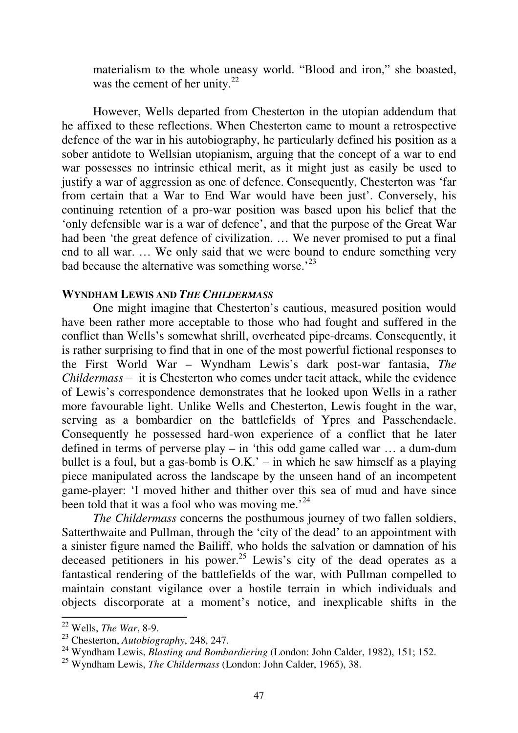materialism to the whole uneasy world. "Blood and iron," she boasted, was the cement of her unity.[22]

However, Wells departed from Chesterton in the utopian addendum that he affixed to these reflections. When Chesterton came to mount a retrospective defence of the war in his autobiography, he particularly defined his position as a sober antidote to Wellsian utopianism, arguing that the concept of a war to end war possesses no intrinsic ethical merit, as it might just as easily be used to justify a war of aggression as one of defence. Consequently, Chesterton was 'far from certain that a War to End War would have been just'. Conversely, his continuing retention of a pro-war position was based upon his belief that the 'only defensible war is a war of defence', and that the purpose of the Great War had been 'the great defence of civilization. … We never promised to put a final end to all war. … We only said that we were bound to endure something very bad because the alternative was something worse.'[23]

### WYNDHAM LEWIS AND *THE CHILDERMASS*

One might imagine that Chesterton's cautious, measured position would have been rather more acceptable to those who had fought and suffered in the conflict than Wells's somewhat shrill, overheated pipe-dreams. Consequently, it is rather surprising to find that in one of the most powerful fictional responses to the First World War – Wyndham Lewis's dark post-war fantasia, *The Childermass* – it is Chesterton who comes under tacit attack, while the evidence of Lewis's correspondence demonstrates that he looked upon Wells in a rather more favourable light. Unlike Wells and Chesterton, Lewis fought in the war, serving as a bombardier on the battlefields of Ypres and Passchendaele. Consequently he possessed hard-won experience of a conflict that he later defined in terms of perverse play – in 'this odd game called war … a dum-dum bullet is a foul, but a gas-bomb is O.K.' – in which he saw himself as a playing piece manipulated across the landscape by the unseen hand of an incompetent game-player: 'I moved hither and thither over this sea of mud and have since been told that it was a fool who was moving me.'[24]

*The Childermass* concerns the posthumous journey of two fallen soldiers, Satterthwaite and Pullman, through the 'city of the dead' to an appointment with a sinister figure named the Bailiff, who holds the salvation or damnation of his deceased petitioners in his power.[25] Lewis's city of the dead operates as a fantastical rendering of the battlefields of the war, with Pullman compelled to maintain constant vigilance over a hostile terrain in which individuals and objects discorporate at a moment's notice, and inexplicable shifts in the

---

[22] Wells, *The War*, 8-9.

[23] Chesterton, *Autobiography*, 248, 247.

[24] Wyndham Lewis, *Blasting and Bombardiering* (London: John Calder, 1982), 151; 152.

[25] Wyndham Lewis, *The Childermass* (London: John Calder, 1965), 38.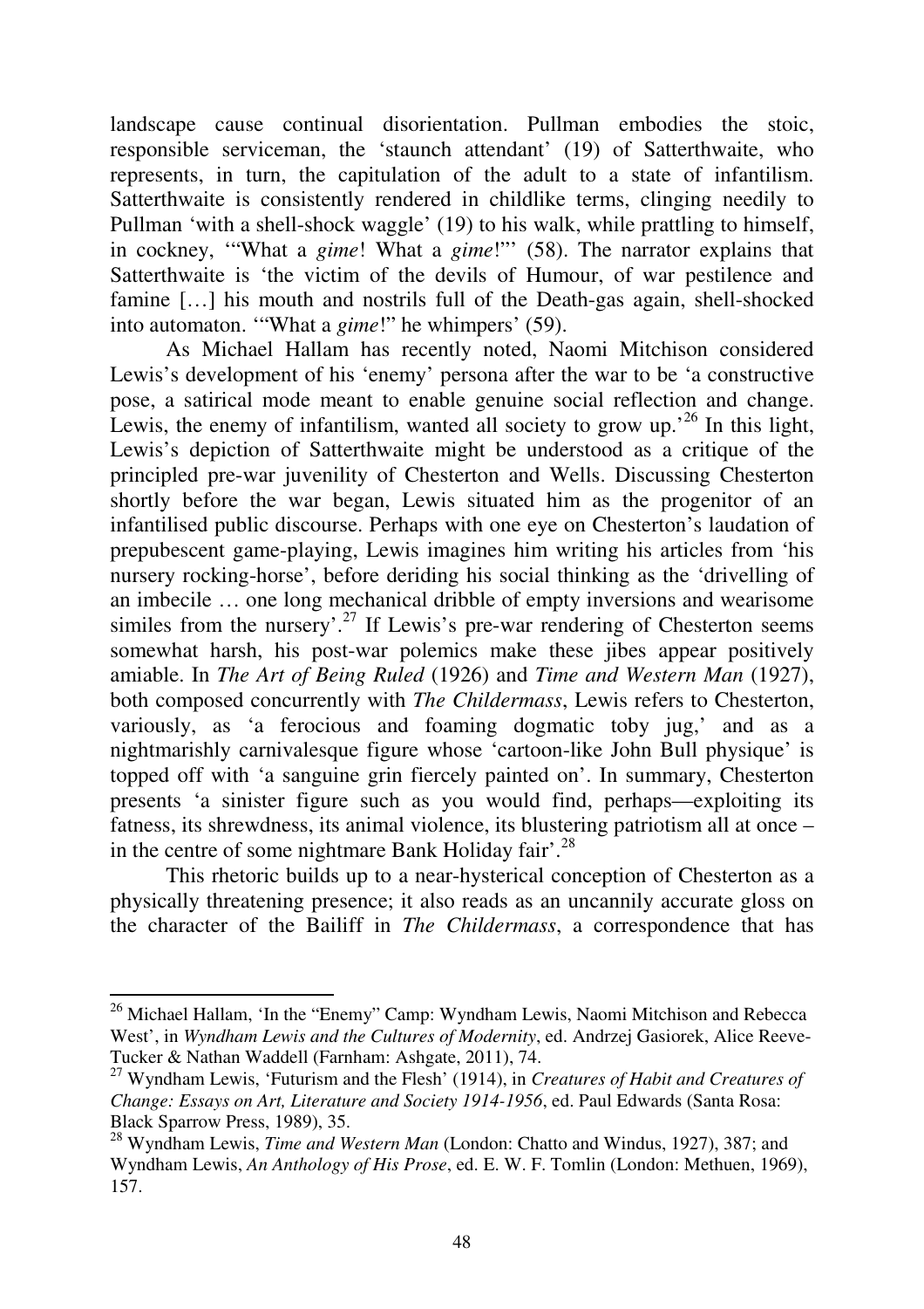landscape cause continual disorientation. Pullman embodies the stoic, responsible serviceman, the 'staunch attendant' (19) of Satterthwaite, who represents, in turn, the capitulation of the adult to a state of infantilism. Satterthwaite is consistently rendered in childlike terms, clinging needily to Pullman 'with a shell-shock waggle' (19) to his walk, while prattling to himself, in cockney, '"What a *gime*! What a *gime*!"' (58). The narrator explains that Satterthwaite is 'the victim of the devils of Humour, of war pestilence and famine […] his mouth and nostrils full of the Death-gas again, shell-shocked into automaton. '"What a *gime*!" he whimpers' (59).

As Michael Hallam has recently noted, Naomi Mitchison considered Lewis's development of his 'enemy' persona after the war to be 'a constructive pose, a satirical mode meant to enable genuine social reflection and change. Lewis, the enemy of infantilism, wanted all society to grow up.'[26] In this light, Lewis's depiction of Satterthwaite might be understood as a critique of the principled pre-war juvenility of Chesterton and Wells. Discussing Chesterton shortly before the war began, Lewis situated him as the progenitor of an infantilised public discourse. Perhaps with one eye on Chesterton's laudation of prepubescent game-playing, Lewis imagines him writing his articles from 'his nursery rocking-horse', before deriding his social thinking as the 'drivelling of an imbecile … one long mechanical dribble of empty inversions and wearisome similes from the nursery'.[27] If Lewis's pre-war rendering of Chesterton seems somewhat harsh, his post-war polemics make these jibes appear positively amiable. In *The Art of Being Ruled* (1926) and *Time and Western Man* (1927), both composed concurrently with *The Childermass*, Lewis refers to Chesterton, variously, as 'a ferocious and foaming dogmatic toby jug,' and as a nightmarishly carnivalesque figure whose 'cartoon-like John Bull physique' is topped off with 'a sanguine grin fiercely painted on'. In summary, Chesterton presents 'a sinister figure such as you would find, perhaps—exploiting its fatness, its shrewdness, its animal violence, its blustering patriotism all at once – in the centre of some nightmare Bank Holiday fair'.[28]

This rhetoric builds up to a near-hysterical conception of Chesterton as a physically threatening presence; it also reads as an uncannily accurate gloss on the character of the Bailiff in *The Childermass*, a correspondence that has

---

[26] Michael Hallam, 'In the "Enemy" Camp: Wyndham Lewis, Naomi Mitchison and Rebecca West', in *Wyndham Lewis and the Cultures of Modernity*, ed. Andrzej Gasiorek, Alice Reeve-Tucker & Nathan Waddell (Farnham: Ashgate, 2011), 74.

[27] Wyndham Lewis, 'Futurism and the Flesh' (1914), in *Creatures of Habit and Creatures of Change: Essays on Art, Literature and Society 1914-1956*, ed. Paul Edwards (Santa Rosa: Black Sparrow Press, 1989), 35.

[28] Wyndham Lewis, *Time and Western Man* (London: Chatto and Windus, 1927), 387; and Wyndham Lewis, *An Anthology of His Prose*, ed. E. W. F. Tomlin (London: Methuen, 1969), 157.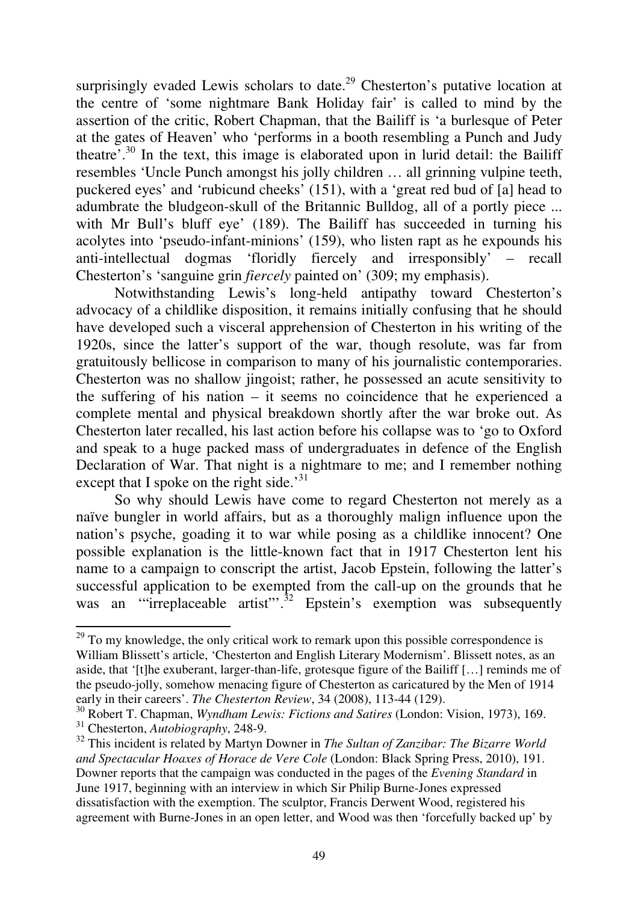surprisingly evaded Lewis scholars to date.[29] Chesterton's putative location at the centre of 'some nightmare Bank Holiday fair' is called to mind by the assertion of the critic, Robert Chapman, that the Bailiff is 'a burlesque of Peter at the gates of Heaven' who 'performs in a booth resembling a Punch and Judy theatre'.[30] In the text, this image is elaborated upon in lurid detail: the Bailiff resembles 'Uncle Punch amongst his jolly children … all grinning vulpine teeth, puckered eyes' and 'rubicund cheeks' (151), with a 'great red bud of [a] head to adumbrate the bludgeon-skull of the Britannic Bulldog, all of a portly piece ... with Mr Bull's bluff eye' (189). The Bailiff has succeeded in turning his acolytes into 'pseudo-infant-minions' (159), who listen rapt as he expounds his anti-intellectual dogmas 'floridly fiercely and irresponsibly' – recall Chesterton's 'sanguine grin *fiercely* painted on' (309; my emphasis).

Notwithstanding Lewis's long-held antipathy toward Chesterton's advocacy of a childlike disposition, it remains initially confusing that he should have developed such a visceral apprehension of Chesterton in his writing of the 1920s, since the latter's support of the war, though resolute, was far from gratuitously bellicose in comparison to many of his journalistic contemporaries. Chesterton was no shallow jingoist; rather, he possessed an acute sensitivity to the suffering of his nation – it seems no coincidence that he experienced a complete mental and physical breakdown shortly after the war broke out. As Chesterton later recalled, his last action before his collapse was to 'go to Oxford and speak to a huge packed mass of undergraduates in defence of the English Declaration of War. That night is a nightmare to me; and I remember nothing except that I spoke on the right side.'[31]

So why should Lewis have come to regard Chesterton not merely as a naïve bungler in world affairs, but as a thoroughly malign influence upon the nation's psyche, goading it to war while posing as a childlike innocent? One possible explanation is the little-known fact that in 1917 Chesterton lent his name to a campaign to conscript the artist, Jacob Epstein, following the latter's successful application to be exempted from the call-up on the grounds that he was an '"irreplaceable artist"'.[32] Epstein's exemption was subsequently

---

[29] To my knowledge, the only critical work to remark upon this possible correspondence is William Blissett's article, 'Chesterton and English Literary Modernism'. Blissett notes, as an aside, that '[t]he exuberant, larger-than-life, grotesque figure of the Bailiff […] reminds me of the pseudo-jolly, somehow menacing figure of Chesterton as caricatured by the Men of 1914 early in their careers'. *The Chesterton Review*, 34 (2008), 113-44 (129).

[30] Robert T. Chapman, *Wyndham Lewis: Fictions and Satires* (London: Vision, 1973), 169.

[31] Chesterton, *Autobiography*, 248-9.

[32] This incident is related by Martyn Downer in *The Sultan of Zanzibar: The Bizarre World and Spectacular Hoaxes of Horace de Vere Cole* (London: Black Spring Press, 2010), 191. Downer reports that the campaign was conducted in the pages of the *Evening Standard* in June 1917, beginning with an interview in which Sir Philip Burne-Jones expressed dissatisfaction with the exemption. The sculptor, Francis Derwent Wood, registered his agreement with Burne-Jones in an open letter, and Wood was then 'forcefully backed up' by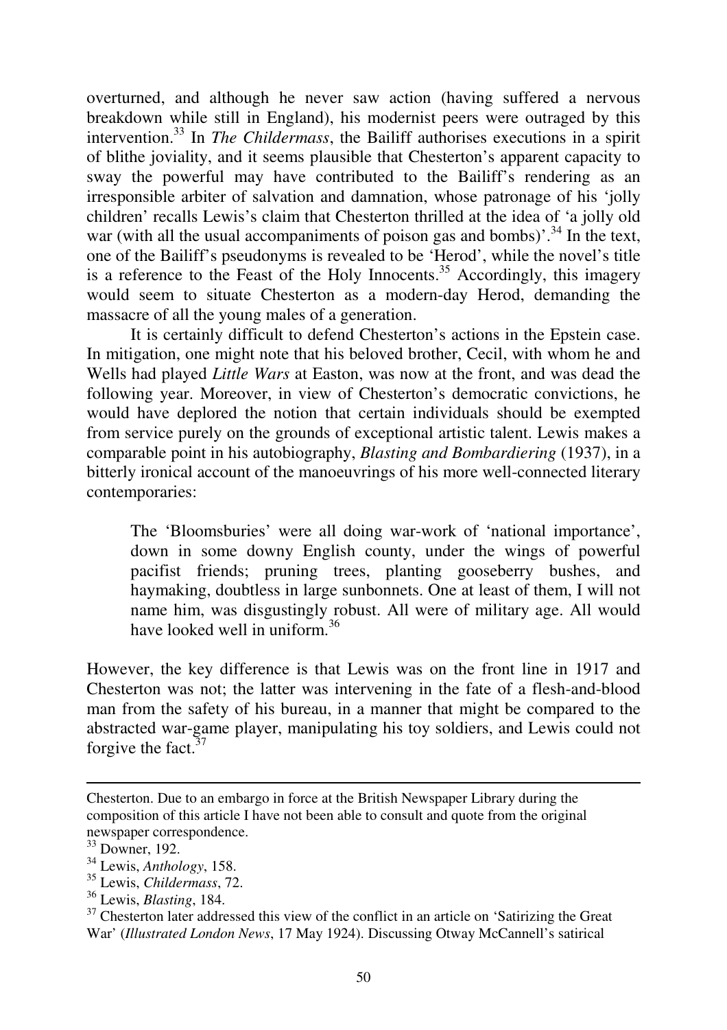overturned, and although he never saw action (having suffered a nervous breakdown while still in England), his modernist peers were outraged by this intervention.[33] In *The Childermass*, the Bailiff authorises executions in a spirit of blithe joviality, and it seems plausible that Chesterton's apparent capacity to sway the powerful may have contributed to the Bailiff's rendering as an irresponsible arbiter of salvation and damnation, whose patronage of his 'jolly children' recalls Lewis's claim that Chesterton thrilled at the idea of 'a jolly old war (with all the usual accompaniments of poison gas and bombs)'.[34] In the text, one of the Bailiff's pseudonyms is revealed to be 'Herod', while the novel's title is a reference to the Feast of the Holy Innocents.[35] Accordingly, this imagery would seem to situate Chesterton as a modern-day Herod, demanding the massacre of all the young males of a generation.

It is certainly difficult to defend Chesterton's actions in the Epstein case. In mitigation, one might note that his beloved brother, Cecil, with whom he and Wells had played *Little Wars* at Easton, was now at the front, and was dead the following year. Moreover, in view of Chesterton's democratic convictions, he would have deplored the notion that certain individuals should be exempted from service purely on the grounds of exceptional artistic talent. Lewis makes a comparable point in his autobiography, *Blasting and Bombardiering* (1937), in a bitterly ironical account of the manoeuvrings of his more well-connected literary contemporaries:

> The 'Bloomsburies' were all doing war-work of 'national importance', down in some downy English county, under the wings of powerful pacifist friends; pruning trees, planting gooseberry bushes, and haymaking, doubtless in large sunbonnets. One at least of them, I will not name him, was disgustingly robust. All were of military age. All would have looked well in uniform.[36]

However, the key difference is that Lewis was on the front line in 1917 and Chesterton was not; the latter was intervening in the fate of a flesh-and-blood man from the safety of his bureau, in a manner that might be compared to the abstracted war-game player, manipulating his toy soldiers, and Lewis could not forgive the fact.[37]

---

Chesterton. Due to an embargo in force at the British Newspaper Library during the composition of this article I have not been able to consult and quote from the original newspaper correspondence.

[33] Downer, 192.

[34] Lewis, *Anthology*, 158.

[35] Lewis, *Childermass*, 72.

[36] Lewis, *Blasting*, 184.

[37] Chesterton later addressed this view of the conflict in an article on 'Satirizing the Great War' (*Illustrated London News*, 17 May 1924). Discussing Otway McCannell's satirical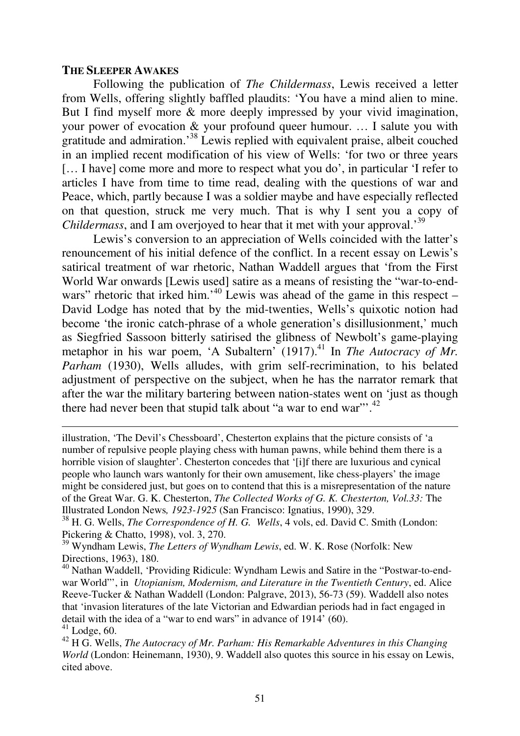**THE SLEEPER AWAKES**

Following the publication of *The Childermass*, Lewis received a letter from Wells, offering slightly baffled plaudits: 'You have a mind alien to mine. But I find myself more & more deeply impressed by your vivid imagination, your power of evocation & your profound queer humour. … I salute you with gratitude and admiration.'[38] Lewis replied with equivalent praise, albeit couched in an implied recent modification of his view of Wells: 'for two or three years [… I have] come more and more to respect what you do', in particular 'I refer to articles I have from time to time read, dealing with the questions of war and Peace, which, partly because I was a soldier maybe and have especially reflected on that question, struck me very much. That is why I sent you a copy of *Childermass*, and I am overjoyed to hear that it met with your approval.'[39]

Lewis's conversion to an appreciation of Wells coincided with the latter's renouncement of his initial defence of the conflict. In a recent essay on Lewis's satirical treatment of war rhetoric, Nathan Waddell argues that 'from the First World War onwards [Lewis used] satire as a means of resisting the "war-to-end-wars" rhetoric that irked him.'[40] Lewis was ahead of the game in this respect – David Lodge has noted that by the mid-twenties, Wells's quixotic notion had become 'the ironic catch-phrase of a whole generation's disillusionment,' much as Siegfried Sassoon bitterly satirised the glibness of Newbolt's game-playing metaphor in his war poem, 'A Subaltern' (1917).[41] In *The Autocracy of Mr. Parham* (1930), Wells alludes, with grim self-recrimination, to his belated adjustment of perspective on the subject, when he has the narrator remark that after the war the military bartering between nation-states went on 'just as though there had never been that stupid talk about "a war to end war"'.[42]

---

illustration, 'The Devil's Chessboard', Chesterton explains that the picture consists of 'a number of repulsive people playing chess with human pawns, while behind them there is a horrible vision of slaughter'. Chesterton concedes that '[i]f there are luxurious and cynical people who launch wars wantonly for their own amusement, like chess-players' the image might be considered just, but goes on to contend that this is a misrepresentation of the nature of the Great War. G. K. Chesterton, *The Collected Works of G. K. Chesterton, Vol.33:* The Illustrated London News*, 1923-1925* (San Francisco: Ignatius, 1990), 329.

[38] H. G. Wells, *The Correspondence of H. G. Wells*, 4 vols, ed. David C. Smith (London: Pickering & Chatto, 1998), vol. 3, 270.

[39] Wyndham Lewis, *The Letters of Wyndham Lewis*, ed. W. K. Rose (Norfolk: New Directions, 1963), 180.

[40] Nathan Waddell, 'Providing Ridicule: Wyndham Lewis and Satire in the "Postwar-to-end-war World"', in *Utopianism, Modernism, and Literature in the Twentieth Century*, ed. Alice Reeve-Tucker & Nathan Waddell (London: Palgrave, 2013), 56-73 (59). Waddell also notes that 'invasion literatures of the late Victorian and Edwardian periods had in fact engaged in detail with the idea of a "war to end wars" in advance of 1914' (60).

[41] Lodge, 60.

[42] H G. Wells, *The Autocracy of Mr. Parham: His Remarkable Adventures in this Changing World* (London: Heinemann, 1930), 9. Waddell also quotes this source in his essay on Lewis, cited above.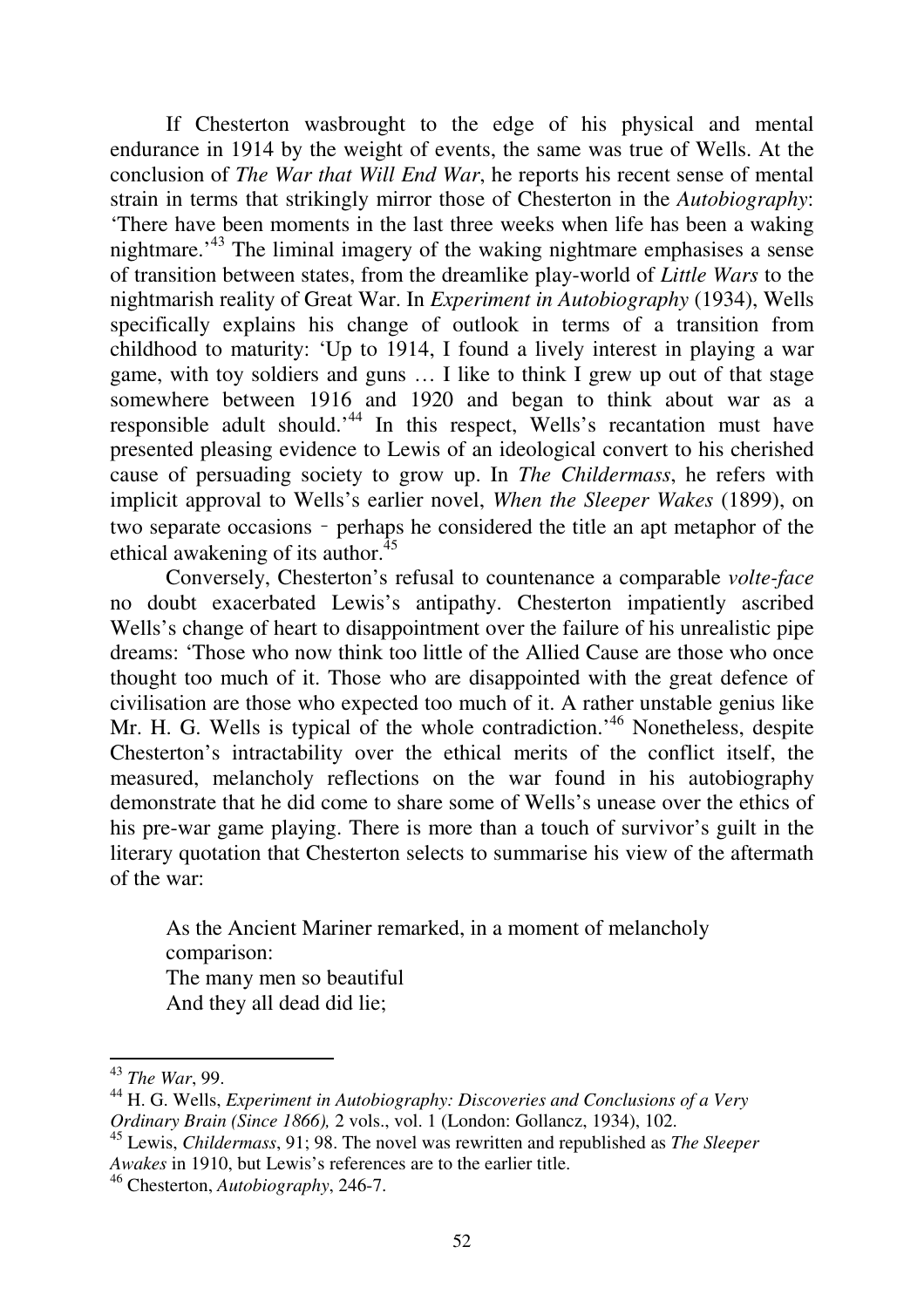If Chesterton wasbrought to the edge of his physical and mental endurance in 1914 by the weight of events, the same was true of Wells. At the conclusion of *The War that Will End War*, he reports his recent sense of mental strain in terms that strikingly mirror those of Chesterton in the *Autobiography*: 'There have been moments in the last three weeks when life has been a waking nightmare.'[43] The liminal imagery of the waking nightmare emphasises a sense of transition between states, from the dreamlike play-world of *Little Wars* to the nightmarish reality of Great War. In *Experiment in Autobiography* (1934), Wells specifically explains his change of outlook in terms of a transition from childhood to maturity: 'Up to 1914, I found a lively interest in playing a war game, with toy soldiers and guns … I like to think I grew up out of that stage somewhere between 1916 and 1920 and began to think about war as a responsible adult should.'[44] In this respect, Wells's recantation must have presented pleasing evidence to Lewis of an ideological convert to his cherished cause of persuading society to grow up. In *The Childermass*, he refers with implicit approval to Wells's earlier novel, *When the Sleeper Wakes* (1899), on two separate occasions ‐ perhaps he considered the title an apt metaphor of the ethical awakening of its author.[45]

Conversely, Chesterton's refusal to countenance a comparable *volte-face* no doubt exacerbated Lewis's antipathy. Chesterton impatiently ascribed Wells's change of heart to disappointment over the failure of his unrealistic pipe dreams: 'Those who now think too little of the Allied Cause are those who once thought too much of it. Those who are disappointed with the great defence of civilisation are those who expected too much of it. A rather unstable genius like Mr. H. G. Wells is typical of the whole contradiction.'[46] Nonetheless, despite Chesterton's intractability over the ethical merits of the conflict itself, the measured, melancholy reflections on the war found in his autobiography demonstrate that he did come to share some of Wells's unease over the ethics of his pre-war game playing. There is more than a touch of survivor's guilt in the literary quotation that Chesterton selects to summarise his view of the aftermath of the war:

> As the Ancient Mariner remarked, in a moment of melancholy comparison:
> The many men so beautiful
> And they all dead did lie;

---

[43] *The War*, 99.

[44] H. G. Wells, *Experiment in Autobiography: Discoveries and Conclusions of a Very Ordinary Brain (Since 1866),* 2 vols., vol. 1 (London: Gollancz, 1934), 102.

[45] Lewis, *Childermass*, 91; 98. The novel was rewritten and republished as *The Sleeper Awakes* in 1910, but Lewis's references are to the earlier title.

[46] Chesterton, *Autobiography*, 246-7.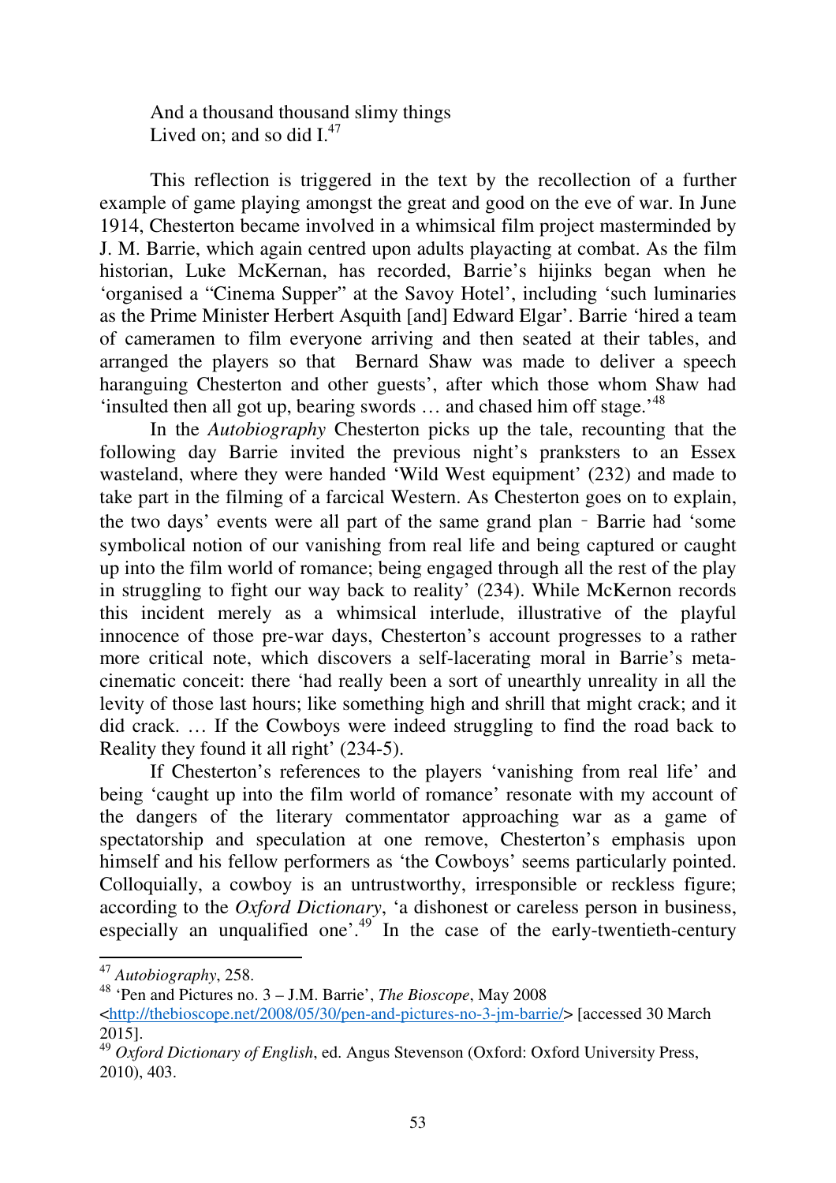And a thousand thousand slimy things  
Lived on; and so did I.[47]

This reflection is triggered in the text by the recollection of a further example of game playing amongst the great and good on the eve of war. In June 1914, Chesterton became involved in a whimsical film project masterminded by J. M. Barrie, which again centred upon adults playacting at combat. As the film historian, Luke McKernan, has recorded, Barrie's hijinks began when he 'organised a "Cinema Supper" at the Savoy Hotel', including 'such luminaries as the Prime Minister Herbert Asquith [and] Edward Elgar'. Barrie 'hired a team of cameramen to film everyone arriving and then seated at their tables, and arranged the players so that Bernard Shaw was made to deliver a speech haranguing Chesterton and other guests', after which those whom Shaw had 'insulted then all got up, bearing swords … and chased him off stage.'[48]

In the *Autobiography* Chesterton picks up the tale, recounting that the following day Barrie invited the previous night's pranksters to an Essex wasteland, where they were handed 'Wild West equipment' (232) and made to take part in the filming of a farcical Western. As Chesterton goes on to explain, the two days' events were all part of the same grand plan ‐ Barrie had 'some symbolical notion of our vanishing from real life and being captured or caught up into the film world of romance; being engaged through all the rest of the play in struggling to fight our way back to reality' (234). While McKernon records this incident merely as a whimsical interlude, illustrative of the playful innocence of those pre-war days, Chesterton's account progresses to a rather more critical note, which discovers a self-lacerating moral in Barrie's meta-cinematic conceit: there 'had really been a sort of unearthly unreality in all the levity of those last hours; like something high and shrill that might crack; and it did crack. … If the Cowboys were indeed struggling to find the road back to Reality they found it all right' (234-5).

If Chesterton's references to the players 'vanishing from real life' and being 'caught up into the film world of romance' resonate with my account of the dangers of the literary commentator approaching war as a game of spectatorship and speculation at one remove, Chesterton's emphasis upon himself and his fellow performers as 'the Cowboys' seems particularly pointed. Colloquially, a cowboy is an untrustworthy, irresponsible or reckless figure; according to the *Oxford Dictionary*, 'a dishonest or careless person in business, especially an unqualified one'.[49] In the case of the early-twentieth-century

---

[47] *Autobiography*, 258.

[48] 'Pen and Pictures no. 3 – J.M. Barrie', *The Bioscope*, May 2008 <http://thebioscope.net/2008/05/30/pen-and-pictures-no-3-jm-barrie/> [accessed 30 March 2015].

[49] *Oxford Dictionary of English*, ed. Angus Stevenson (Oxford: Oxford University Press, 2010), 403.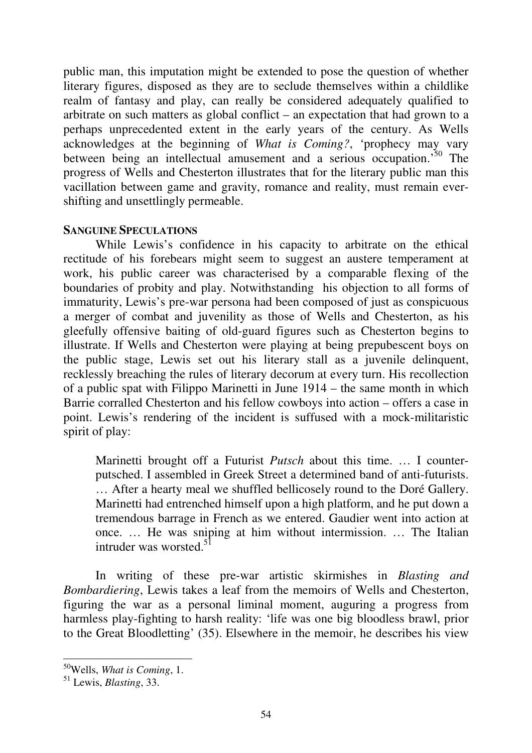public man, this imputation might be extended to pose the question of whether literary figures, disposed as they are to seclude themselves within a childlike realm of fantasy and play, can really be considered adequately qualified to arbitrate on such matters as global conflict – an expectation that had grown to a perhaps unprecedented extent in the early years of the century. As Wells acknowledges at the beginning of *What is Coming?*, 'prophecy may vary between being an intellectual amusement and a serious occupation.'[50] The progress of Wells and Chesterton illustrates that for the literary public man this vacillation between game and gravity, romance and reality, must remain ever-shifting and unsettlingly permeable.

**SANGUINE SPECULATIONS**

While Lewis's confidence in his capacity to arbitrate on the ethical rectitude of his forebears might seem to suggest an austere temperament at work, his public career was characterised by a comparable flexing of the boundaries of probity and play. Notwithstanding his objection to all forms of immaturity, Lewis's pre-war persona had been composed of just as conspicuous a merger of combat and juvenility as those of Wells and Chesterton, as his gleefully offensive baiting of old-guard figures such as Chesterton begins to illustrate. If Wells and Chesterton were playing at being prepubescent boys on the public stage, Lewis set out his literary stall as a juvenile delinquent, recklessly breaching the rules of literary decorum at every turn. His recollection of a public spat with Filippo Marinetti in June 1914 – the same month in which Barrie corralled Chesterton and his fellow cowboys into action – offers a case in point. Lewis's rendering of the incident is suffused with a mock-militaristic spirit of play:

> Marinetti brought off a Futurist *Putsch* about this time. … I counter-putsched. I assembled in Greek Street a determined band of anti-futurists. … After a hearty meal we shuffled bellicosely round to the Doré Gallery. Marinetti had entrenched himself upon a high platform, and he put down a tremendous barrage in French as we entered. Gaudier went into action at once. … He was sniping at him without intermission. … The Italian intruder was worsted.[51]

In writing of these pre-war artistic skirmishes in *Blasting and Bombardiering*, Lewis takes a leaf from the memoirs of Wells and Chesterton, figuring the war as a personal liminal moment, auguring a progress from harmless play-fighting to harsh reality: 'life was one big bloodless brawl, prior to the Great Bloodletting' (35). Elsewhere in the memoir, he describes his view

---

[50] Wells, *What is Coming*, 1.

[51] Lewis, *Blasting*, 33.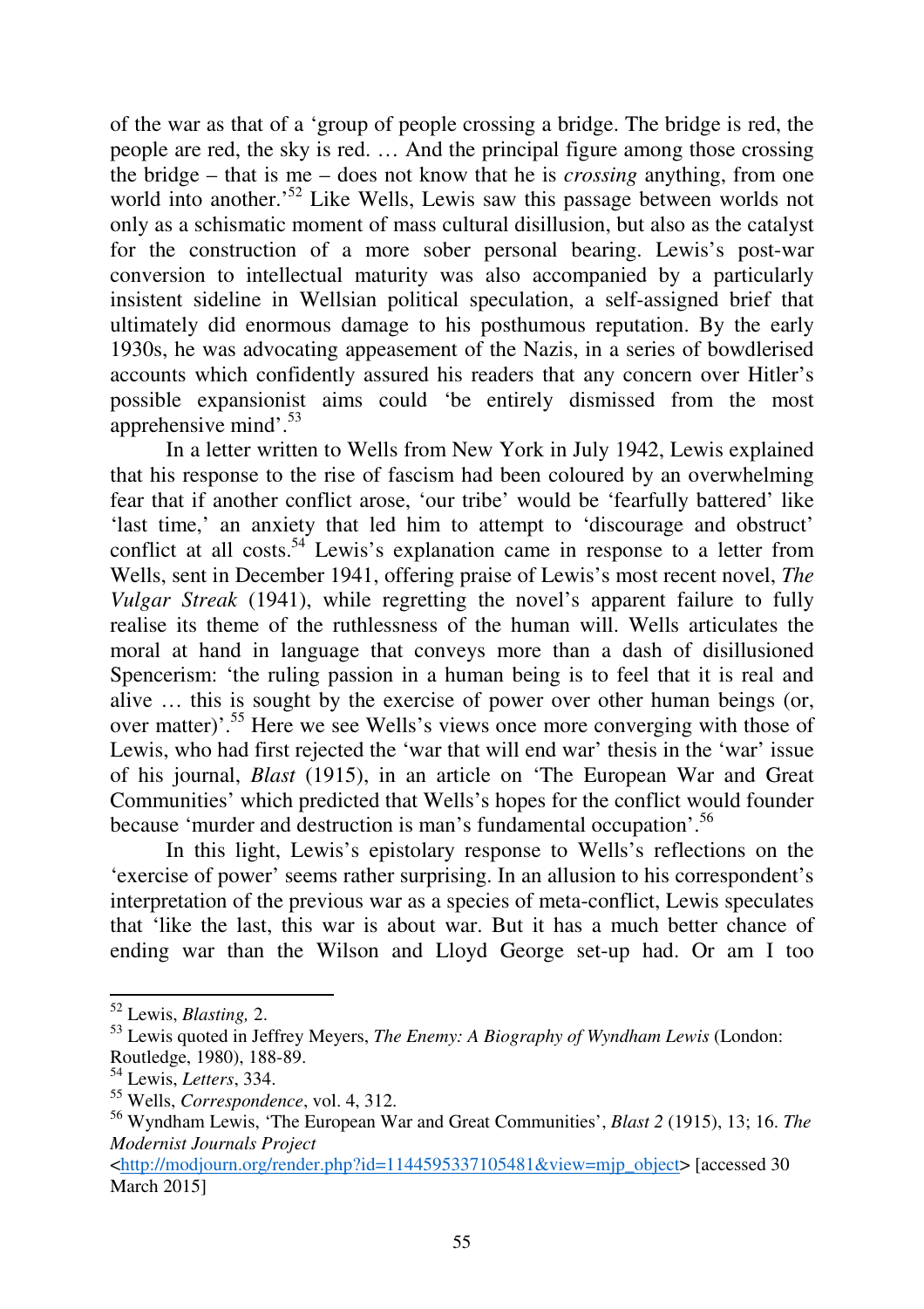of the war as that of a 'group of people crossing a bridge. The bridge is red, the people are red, the sky is red. … And the principal figure among those crossing the bridge – that is me – does not know that he is *crossing* anything, from one world into another.'[52] Like Wells, Lewis saw this passage between worlds not only as a schismatic moment of mass cultural disillusion, but also as the catalyst for the construction of a more sober personal bearing. Lewis's post-war conversion to intellectual maturity was also accompanied by a particularly insistent sideline in Wellsian political speculation, a self-assigned brief that ultimately did enormous damage to his posthumous reputation. By the early 1930s, he was advocating appeasement of the Nazis, in a series of bowdlerised accounts which confidently assured his readers that any concern over Hitler's possible expansionist aims could 'be entirely dismissed from the most apprehensive mind'.[53]

In a letter written to Wells from New York in July 1942, Lewis explained that his response to the rise of fascism had been coloured by an overwhelming fear that if another conflict arose, 'our tribe' would be 'fearfully battered' like 'last time,' an anxiety that led him to attempt to 'discourage and obstruct' conflict at all costs.[54] Lewis's explanation came in response to a letter from Wells, sent in December 1941, offering praise of Lewis's most recent novel, *The Vulgar Streak* (1941), while regretting the novel's apparent failure to fully realise its theme of the ruthlessness of the human will. Wells articulates the moral at hand in language that conveys more than a dash of disillusioned Spencerism: 'the ruling passion in a human being is to feel that it is real and alive … this is sought by the exercise of power over other human beings (or, over matter)'.[55] Here we see Wells's views once more converging with those of Lewis, who had first rejected the 'war that will end war' thesis in the 'war' issue of his journal, *Blast* (1915), in an article on 'The European War and Great Communities' which predicted that Wells's hopes for the conflict would founder because 'murder and destruction is man's fundamental occupation'.[56]

In this light, Lewis's epistolary response to Wells's reflections on the 'exercise of power' seems rather surprising. In an allusion to his correspondent's interpretation of the previous war as a species of meta-conflict, Lewis speculates that 'like the last, this war is about war. But it has a much better chance of ending war than the Wilson and Lloyd George set-up had. Or am I too

---

[52] Lewis, *Blasting,* 2.

[53] Lewis quoted in Jeffrey Meyers, *The Enemy: A Biography of Wyndham Lewis* (London: Routledge, 1980), 188-89.

[54] Lewis, *Letters*, 334.

[55] Wells, *Correspondence*, vol. 4, 312.

[56] Wyndham Lewis, 'The European War and Great Communities', *Blast 2* (1915), 13; 16. *The Modernist Journals Project* <http://modjourn.org/render.php?id=1144595337105481&view=mjp_object> [accessed 30 March 2015]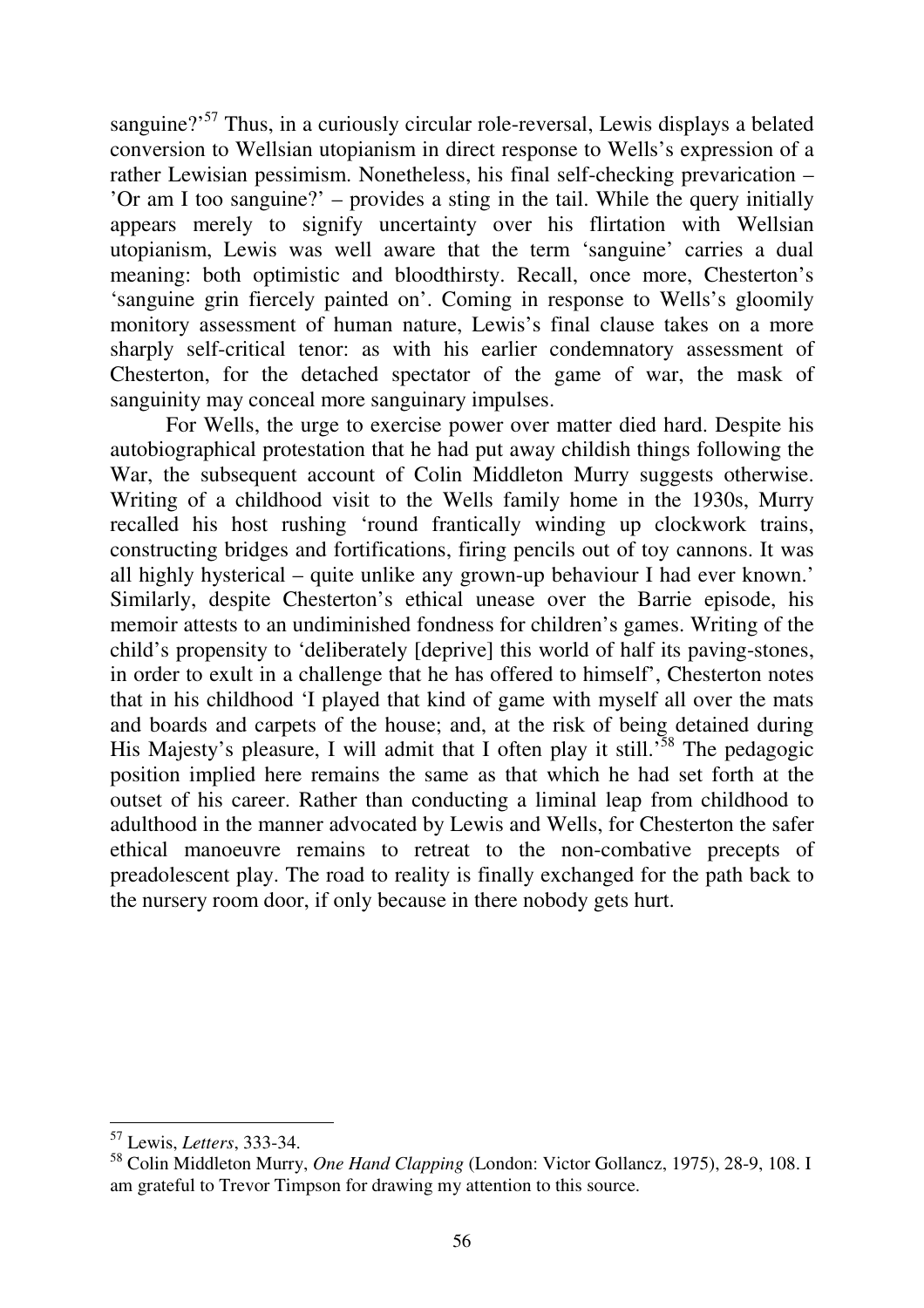sanguine?'[57] Thus, in a curiously circular role-reversal, Lewis displays a belated conversion to Wellsian utopianism in direct response to Wells's expression of a rather Lewisian pessimism. Nonetheless, his final self-checking prevarication – 'Or am I too sanguine?' – provides a sting in the tail. While the query initially appears merely to signify uncertainty over his flirtation with Wellsian utopianism, Lewis was well aware that the term 'sanguine' carries a dual meaning: both optimistic and bloodthirsty. Recall, once more, Chesterton's 'sanguine grin fiercely painted on'. Coming in response to Wells's gloomily monitory assessment of human nature, Lewis's final clause takes on a more sharply self-critical tenor: as with his earlier condemnatory assessment of Chesterton, for the detached spectator of the game of war, the mask of sanguinity may conceal more sanguinary impulses.

For Wells, the urge to exercise power over matter died hard. Despite his autobiographical protestation that he had put away childish things following the War, the subsequent account of Colin Middleton Murry suggests otherwise. Writing of a childhood visit to the Wells family home in the 1930s, Murry recalled his host rushing 'round frantically winding up clockwork trains, constructing bridges and fortifications, firing pencils out of toy cannons. It was all highly hysterical – quite unlike any grown-up behaviour I had ever known.' Similarly, despite Chesterton's ethical unease over the Barrie episode, his memoir attests to an undiminished fondness for children's games. Writing of the child's propensity to 'deliberately [deprive] this world of half its paving-stones, in order to exult in a challenge that he has offered to himself', Chesterton notes that in his childhood 'I played that kind of game with myself all over the mats and boards and carpets of the house; and, at the risk of being detained during His Majesty's pleasure, I will admit that I often play it still.'[58] The pedagogic position implied here remains the same as that which he had set forth at the outset of his career. Rather than conducting a liminal leap from childhood to adulthood in the manner advocated by Lewis and Wells, for Chesterton the safer ethical manoeuvre remains to retreat to the non-combative precepts of preadolescent play. The road to reality is finally exchanged for the path back to the nursery room door, if only because in there nobody gets hurt.

---

[57] Lewis, *Letters*, 333-34.

[58] Colin Middleton Murry, *One Hand Clapping* (London: Victor Gollancz, 1975), 28-9, 108. I am grateful to Trevor Timpson for drawing my attention to this source.